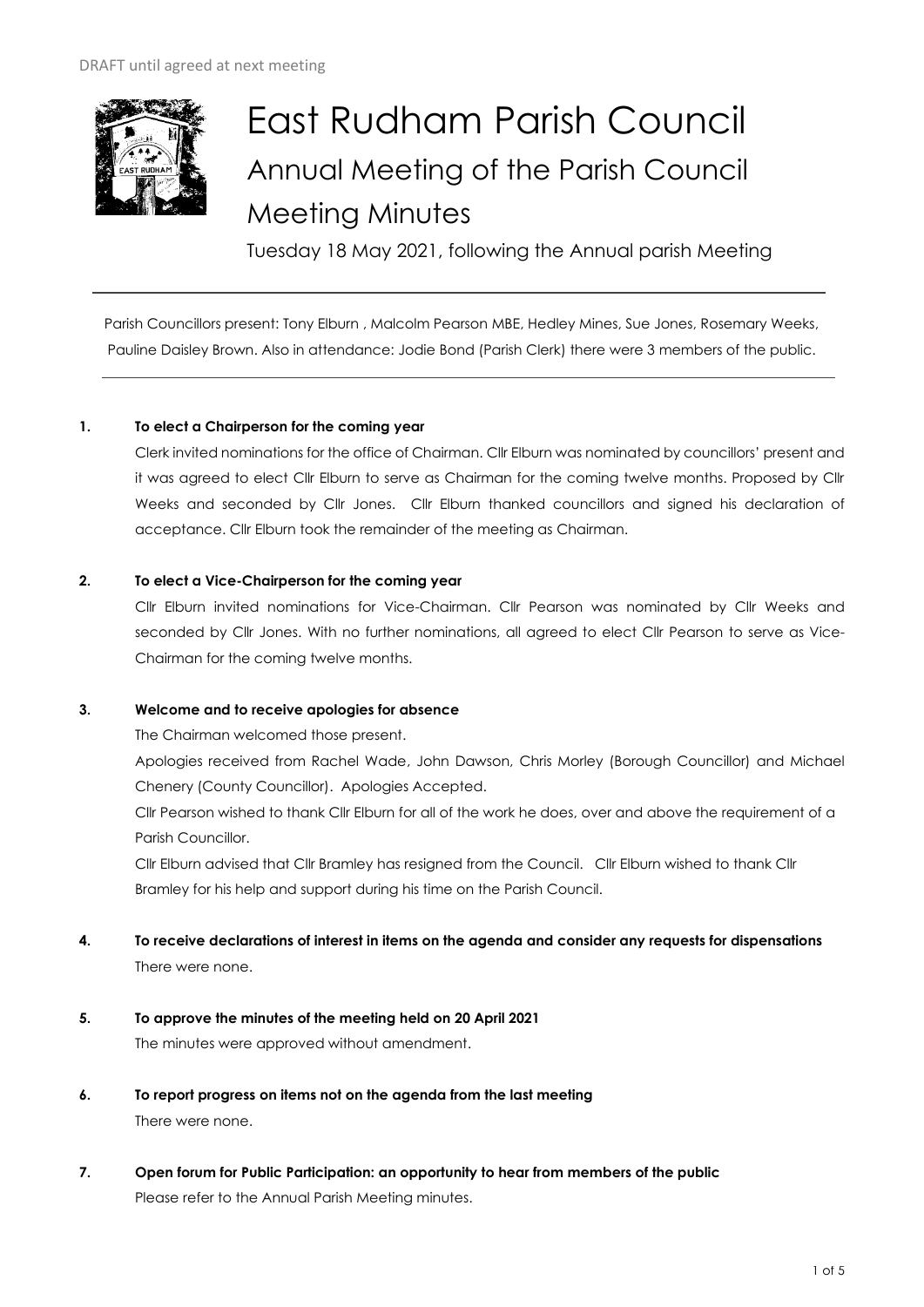DRAFT until agreed at next meeting

# East Rudham Parish Council

## Annual Meeting of the Parish Council

## Meeting Minutes

Tuesday 18 May 2021, following the Annual parish Meeting

---

Parish Councillors present: Tony Elburn , Malcolm Pearson MBE, Hedley Mines, Sue Jones, Rosemary Weeks, Pauline Daisley Brown. Also in attendance: Jodie Bond (Parish Clerk) there were 3 members of the public.

---

**1. To elect a Chairperson for the coming year**

Clerk invited nominations for the office of Chairman. Cllr Elburn was nominated by councillors' present and it was agreed to elect Cllr Elburn to serve as Chairman for the coming twelve months. Proposed by Cllr Weeks and seconded by Cllr Jones. Cllr Elburn thanked councillors and signed his declaration of acceptance. Cllr Elburn took the remainder of the meeting as Chairman.

**2. To elect a Vice-Chairperson for the coming year**

Cllr Elburn invited nominations for Vice-Chairman. Cllr Pearson was nominated by Cllr Weeks and seconded by Cllr Jones. With no further nominations, all agreed to elect Cllr Pearson to serve as Vice-Chairman for the coming twelve months.

**3. Welcome and to receive apologies for absence**

The Chairman welcomed those present.

Apologies received from Rachel Wade, John Dawson, Chris Morley (Borough Councillor) and Michael Chenery (County Councillor). Apologies Accepted.

Cllr Pearson wished to thank Cllr Elburn for all of the work he does, over and above the requirement of a Parish Councillor.

Cllr Elburn advised that Cllr Bramley has resigned from the Council. Cllr Elburn wished to thank Cllr Bramley for his help and support during his time on the Parish Council.

**4. To receive declarations of interest in items on the agenda and consider any requests for dispensations**

There were none.

**5. To approve the minutes of the meeting held on 20 April 2021**

The minutes were approved without amendment.

**6. To report progress on items not on the agenda from the last meeting**

There were none.

**7. Open forum for Public Participation: an opportunity to hear from members of the public**

Please refer to the Annual Parish Meeting minutes.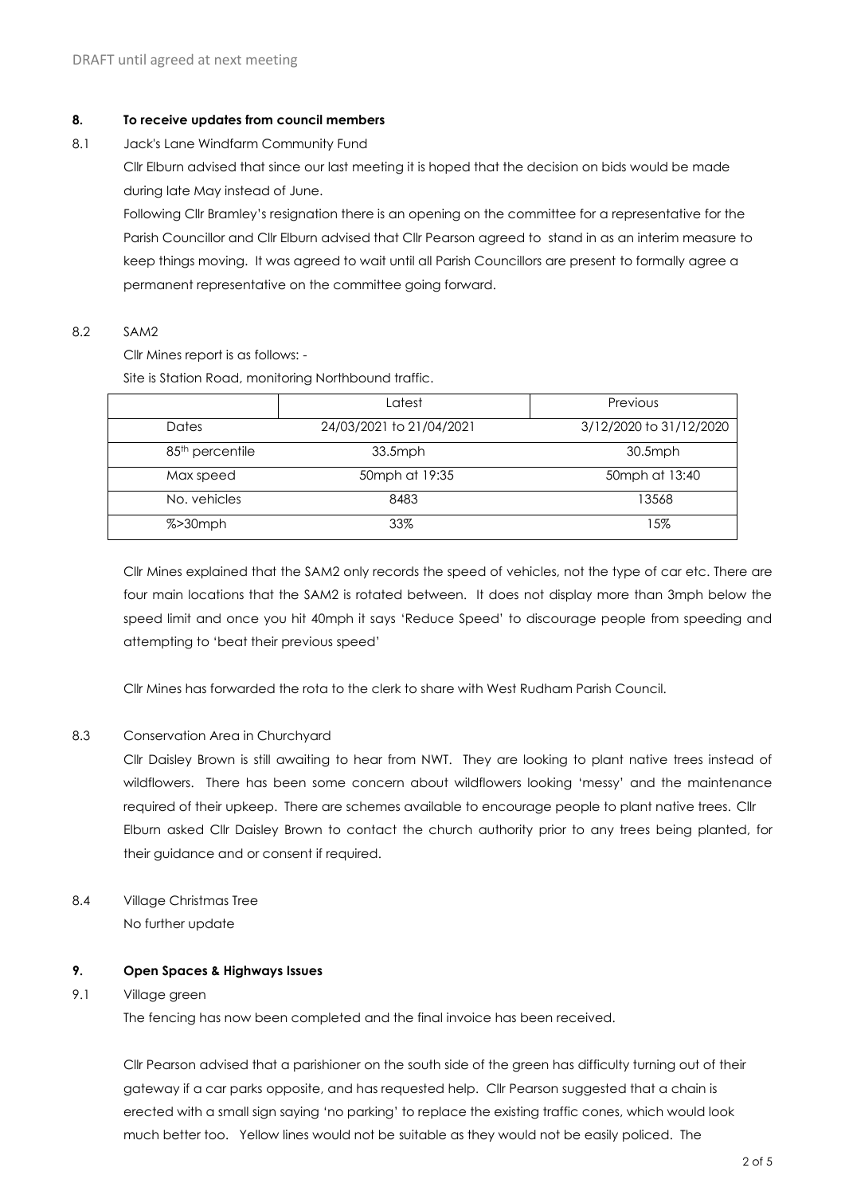DRAFT until agreed at next meeting

**8. To receive updates from council members**

8.1 Jack's Lane Windfarm Community Fund

Cllr Elburn advised that since our last meeting it is hoped that the decision on bids would be made during late May instead of June.

Following Cllr Bramley's resignation there is an opening on the committee for a representative for the Parish Councillor and Cllr Elburn advised that Cllr Pearson agreed to stand in as an interim measure to keep things moving. It was agreed to wait until all Parish Councillors are present to formally agree a permanent representative on the committee going forward.

8.2 SAM2

Cllr Mines report is as follows: -

Site is Station Road, monitoring Northbound traffic.

| | Latest | Previous |
|---|---|---|
| Dates | 24/03/2021 to 21/04/2021 | 3/12/2020 to 31/12/2020 |
| 85th percentile | 33.5mph | 30.5mph |
| Max speed | 50mph at 19:35 | 50mph at 13:40 |
| No. vehicles | 8483 | 13568 |
| %>30mph | 33% | 15% |

Cllr Mines explained that the SAM2 only records the speed of vehicles, not the type of car etc. There are four main locations that the SAM2 is rotated between. It does not display more than 3mph below the speed limit and once you hit 40mph it says 'Reduce Speed' to discourage people from speeding and attempting to 'beat their previous speed'

Cllr Mines has forwarded the rota to the clerk to share with West Rudham Parish Council.

8.3 Conservation Area in Churchyard

Cllr Daisley Brown is still awaiting to hear from NWT. They are looking to plant native trees instead of wildflowers. There has been some concern about wildflowers looking 'messy' and the maintenance required of their upkeep. There are schemes available to encourage people to plant native trees. Cllr Elburn asked Cllr Daisley Brown to contact the church authority prior to any trees being planted, for their guidance and or consent if required.

8.4 Village Christmas Tree

No further update

**9. Open Spaces & Highways Issues**

9.1 Village green

The fencing has now been completed and the final invoice has been received.

Cllr Pearson advised that a parishioner on the south side of the green has difficulty turning out of their gateway if a car parks opposite, and has requested help. Cllr Pearson suggested that a chain is erected with a small sign saying 'no parking' to replace the existing traffic cones, which would look much better too. Yellow lines would not be suitable as they would not be easily policed. The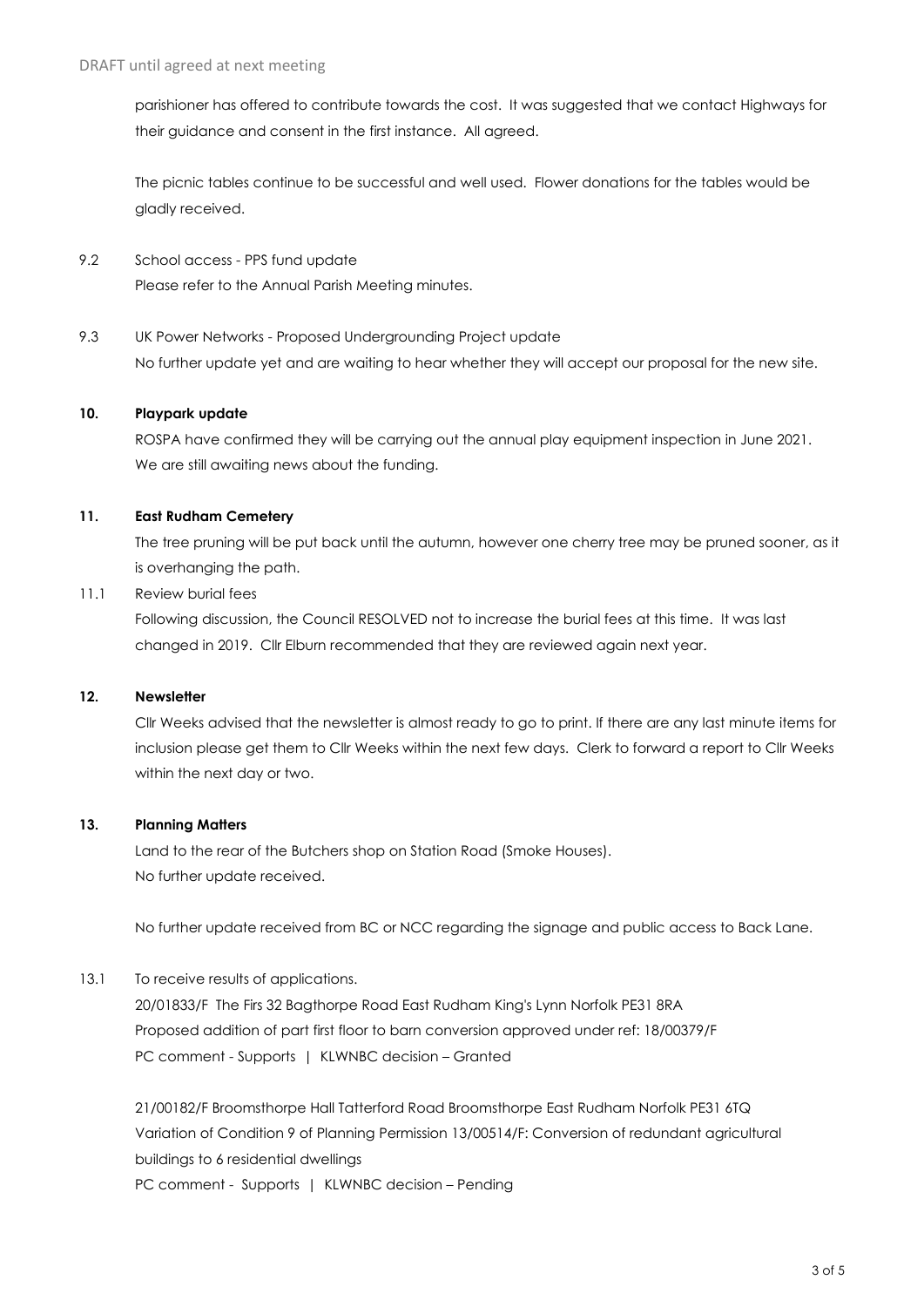parishioner has offered to contribute towards the cost. It was suggested that we contact Highways for their guidance and consent in the first instance. All agreed.

The picnic tables continue to be successful and well used. Flower donations for the tables would be gladly received.

9.2 School access - PPS fund update
Please refer to the Annual Parish Meeting minutes.

9.3 UK Power Networks - Proposed Undergrounding Project update
No further update yet and are waiting to hear whether they will accept our proposal for the new site.

**10. Playpark update**

ROSPA have confirmed they will be carrying out the annual play equipment inspection in June 2021. We are still awaiting news about the funding.

**11. East Rudham Cemetery**

The tree pruning will be put back until the autumn, however one cherry tree may be pruned sooner, as it is overhanging the path.

11.1 Review burial fees
Following discussion, the Council RESOLVED not to increase the burial fees at this time. It was last changed in 2019. Cllr Elburn recommended that they are reviewed again next year.

**12. Newsletter**

Cllr Weeks advised that the newsletter is almost ready to go to print. If there are any last minute items for inclusion please get them to Cllr Weeks within the next few days. Clerk to forward a report to Cllr Weeks within the next day or two.

**13. Planning Matters**

Land to the rear of the Butchers shop on Station Road (Smoke Houses).
No further update received.

No further update received from BC or NCC regarding the signage and public access to Back Lane.

13.1 To receive results of applications.

20/01833/F The Firs 32 Bagthorpe Road East Rudham King's Lynn Norfolk PE31 8RA
Proposed addition of part first floor to barn conversion approved under ref: 18/00379/F
PC comment - Supports | KLWNBC decision – Granted

21/00182/F Broomsthorpe Hall Tatterford Road Broomsthorpe East Rudham Norfolk PE31 6TQ
Variation of Condition 9 of Planning Permission 13/00514/F: Conversion of redundant agricultural buildings to 6 residential dwellings
PC comment - Supports | KLWNBC decision – Pending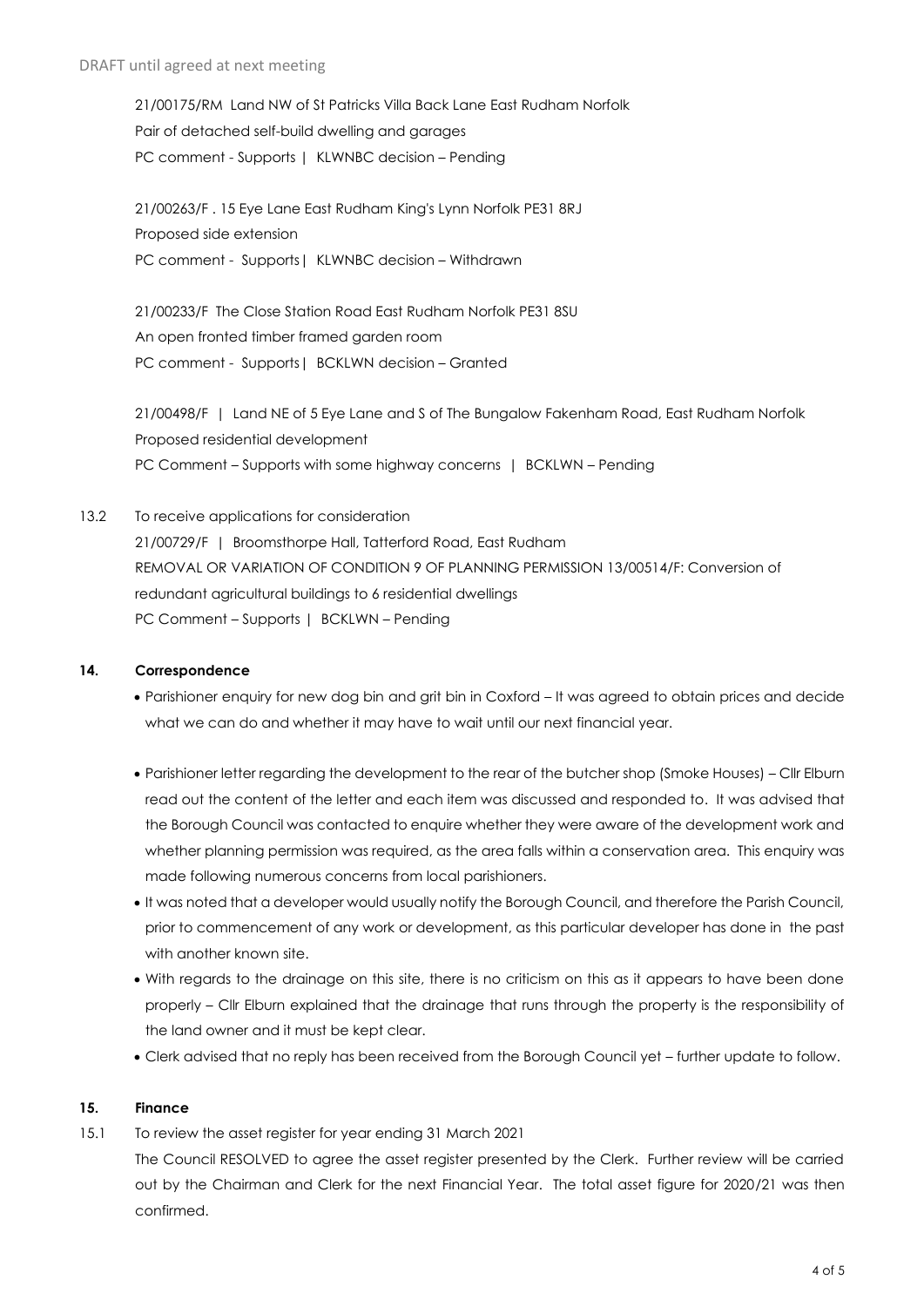21/00175/RM Land NW of St Patricks Villa Back Lane East Rudham Norfolk
Pair of detached self-build dwelling and garages
PC comment - Supports | KLWNBC decision – Pending

21/00263/F . 15 Eye Lane East Rudham King's Lynn Norfolk PE31 8RJ
Proposed side extension
PC comment - Supports | KLWNBC decision – Withdrawn

21/00233/F The Close Station Road East Rudham Norfolk PE31 8SU
An open fronted timber framed garden room
PC comment - Supports | BCKLWN decision – Granted

21/00498/F | Land NE of 5 Eye Lane and S of The Bungalow Fakenham Road, East Rudham Norfolk
Proposed residential development
PC Comment – Supports with some highway concerns | BCKLWN – Pending

13.2 To receive applications for consideration
21/00729/F | Broomsthorpe Hall, Tatterford Road, East Rudham
REMOVAL OR VARIATION OF CONDITION 9 OF PLANNING PERMISSION 13/00514/F: Conversion of redundant agricultural buildings to 6 residential dwellings
PC Comment – Supports | BCKLWN – Pending

## 14. Correspondence

- Parishioner enquiry for new dog bin and grit bin in Coxford – It was agreed to obtain prices and decide what we can do and whether it may have to wait until our next financial year.
- Parishioner letter regarding the development to the rear of the butcher shop (Smoke Houses) – Cllr Elburn read out the content of the letter and each item was discussed and responded to. It was advised that the Borough Council was contacted to enquire whether they were aware of the development work and whether planning permission was required, as the area falls within a conservation area. This enquiry was made following numerous concerns from local parishioners.
- It was noted that a developer would usually notify the Borough Council, and therefore the Parish Council, prior to commencement of any work or development, as this particular developer has done in the past with another known site.
- With regards to the drainage on this site, there is no criticism on this as it appears to have been done properly – Cllr Elburn explained that the drainage that runs through the property is the responsibility of the land owner and it must be kept clear.
- Clerk advised that no reply has been received from the Borough Council yet – further update to follow.

## 15. Finance

15.1 To review the asset register for year ending 31 March 2021
The Council RESOLVED to agree the asset register presented by the Clerk. Further review will be carried out by the Chairman and Clerk for the next Financial Year. The total asset figure for 2020/21 was then confirmed.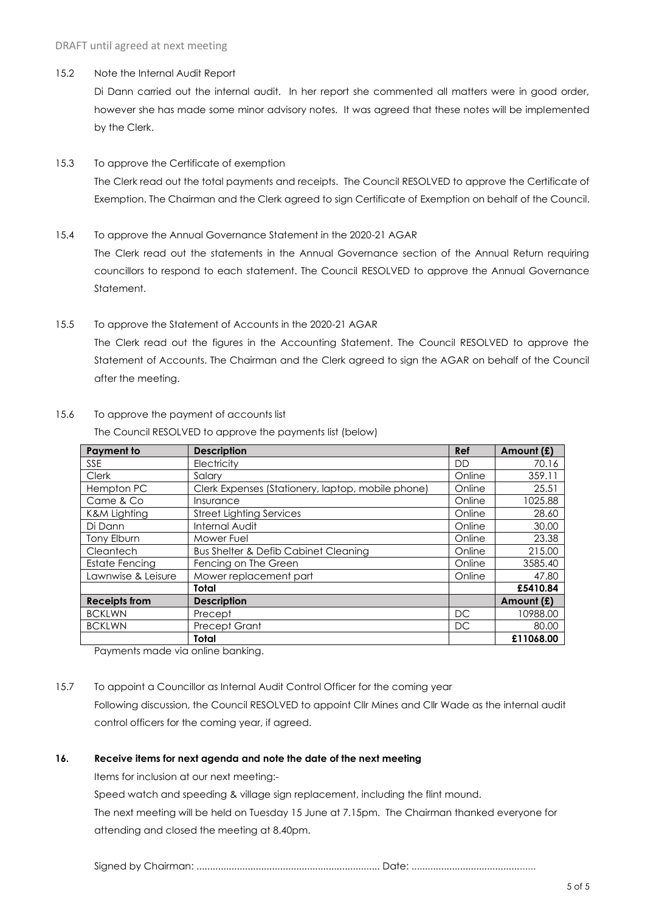DRAFT until agreed at next meeting

15.2 Note the Internal Audit Report

Di Dann carried out the internal audit. In her report she commented all matters were in good order, however she has made some minor advisory notes. It was agreed that these notes will be implemented by the Clerk.

15.3 To approve the Certificate of exemption

The Clerk read out the total payments and receipts. The Council RESOLVED to approve the Certificate of Exemption. The Chairman and the Clerk agreed to sign Certificate of Exemption on behalf of the Council.

15.4 To approve the Annual Governance Statement in the 2020-21 AGAR

The Clerk read out the statements in the Annual Governance section of the Annual Return requiring councillors to respond to each statement. The Council RESOLVED to approve the Annual Governance Statement.

15.5 To approve the Statement of Accounts in the 2020-21 AGAR

The Clerk read out the figures in the Accounting Statement. The Council RESOLVED to approve the Statement of Accounts. The Chairman and the Clerk agreed to sign the AGAR on behalf of the Council after the meeting.

15.6 To approve the payment of accounts list

The Council RESOLVED to approve the payments list (below)

| **Payment to** | **Description** | **Ref** | **Amount (£)** |
|---|---|---|---|
| SSE | Electricity | DD | 70.16 |
| Clerk | Salary | Online | 359.11 |
| Hempton PC | Clerk Expenses (Stationery, laptop, mobile phone) | Online | 25.51 |
| Came & Co | Insurance | Online | 1025.88 |
| K&M Lighting | Street Lighting Services | Online | 28.60 |
| Di Dann | Internal Audit | Online | 30.00 |
| Tony Elburn | Mower Fuel | Online | 23.38 |
| Cleantech | Bus Shelter & Defib Cabinet Cleaning | Online | 215.00 |
| Estate Fencing | Fencing on The Green | Online | 3585.40 |
| Lawnwise & Leisure | Mower replacement part | Online | 47.80 |
| | **Total** | | **£5410.84** |
| **Receipts from** | **Description** | | **Amount (£)** |
| BCKLWN | Precept | DC | 10988.00 |
| BCKLWN | Precept Grant | DC | 80.00 |
| | **Total** | | **£11068.00** |

Payments made via online banking.

15.7 To appoint a Councillor as Internal Audit Control Officer for the coming year

Following discussion, the Council RESOLVED to appoint Cllr Mines and Cllr Wade as the internal audit control officers for the coming year, if agreed.

**16. Receive items for next agenda and note the date of the next meeting**

Items for inclusion at our next meeting:-

Speed watch and speeding & village sign replacement, including the flint mound.

The next meeting will be held on Tuesday 15 June at 7.15pm. The Chairman thanked everyone for attending and closed the meeting at 8.40pm.

Signed by Chairman: .................................................................... Date: ..............................................